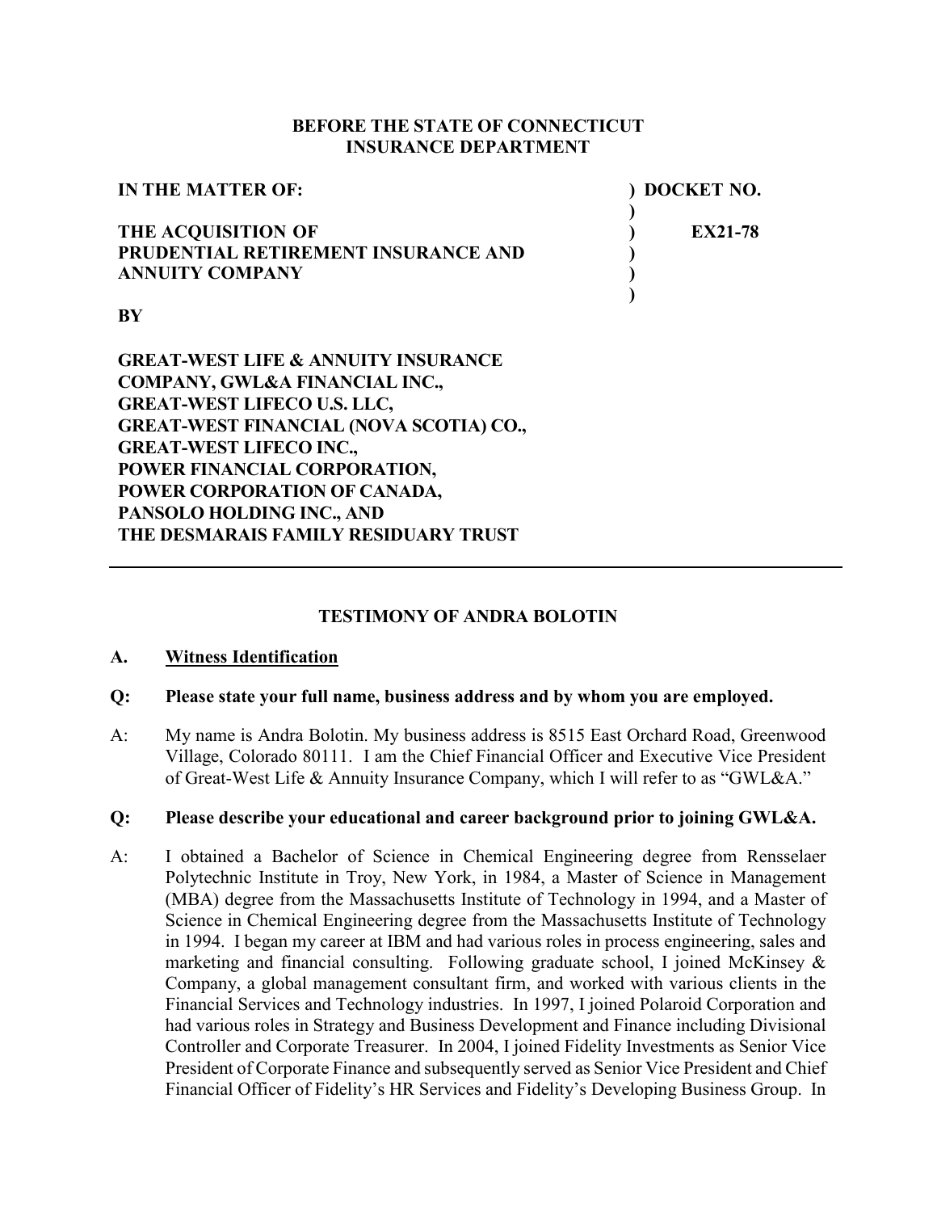**BEFORE THE STATE OF CONNECTICUT**
**INSURANCE DEPARTMENT**

| | |
|---|---|
| **IN THE MATTER OF:** | **) DOCKET NO.** |
| | **)** |
| **THE ACQUISITION OF PRUDENTIAL RETIREMENT INSURANCE AND ANNUITY COMPANY** | **) EX21-78** |
| | **)** |
| **BY** | |
| **GREAT-WEST LIFE & ANNUITY INSURANCE COMPANY, GWL&A FINANCIAL INC., GREAT-WEST LIFECO U.S. LLC, GREAT-WEST FINANCIAL (NOVA SCOTIA) CO., GREAT-WEST LIFECO INC., POWER FINANCIAL CORPORATION, POWER CORPORATION OF CANADA, PANSOLO HOLDING INC., AND THE DESMARAIS FAMILY RESIDUARY TRUST** | |

---

## TESTIMONY OF ANDRA BOLOTIN

### A. Witness Identification

**Q: Please state your full name, business address and by whom you are employed.**

A: My name is Andra Bolotin. My business address is 8515 East Orchard Road, Greenwood Village, Colorado 80111. I am the Chief Financial Officer and Executive Vice President of Great-West Life & Annuity Insurance Company, which I will refer to as "GWL&A."

**Q: Please describe your educational and career background prior to joining GWL&A.**

A: I obtained a Bachelor of Science in Chemical Engineering degree from Rensselaer Polytechnic Institute in Troy, New York, in 1984, a Master of Science in Management (MBA) degree from the Massachusetts Institute of Technology in 1994, and a Master of Science in Chemical Engineering degree from the Massachusetts Institute of Technology in 1994. I began my career at IBM and had various roles in process engineering, sales and marketing and financial consulting. Following graduate school, I joined McKinsey & Company, a global management consultant firm, and worked with various clients in the Financial Services and Technology industries. In 1997, I joined Polaroid Corporation and had various roles in Strategy and Business Development and Finance including Divisional Controller and Corporate Treasurer. In 2004, I joined Fidelity Investments as Senior Vice President of Corporate Finance and subsequently served as Senior Vice President and Chief Financial Officer of Fidelity's HR Services and Fidelity's Developing Business Group. In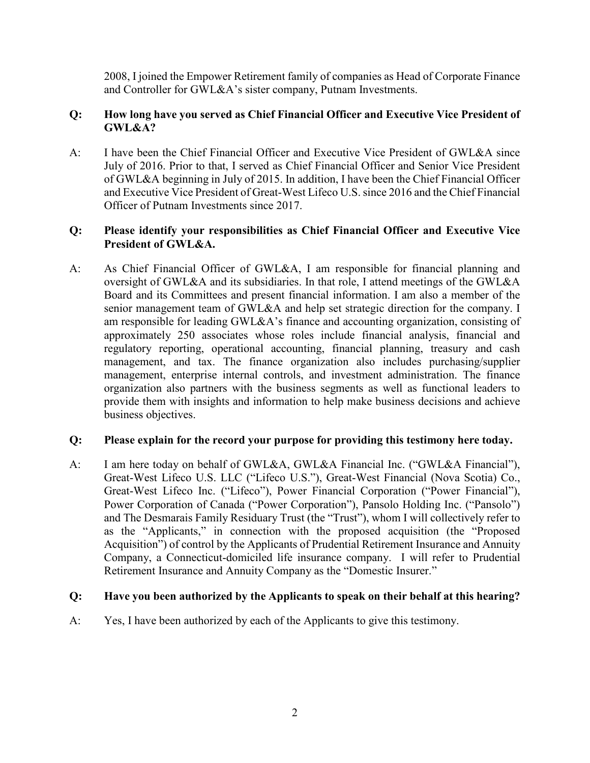2008, I joined the Empower Retirement family of companies as Head of Corporate Finance and Controller for GWL&A's sister company, Putnam Investments.

**Q: How long have you served as Chief Financial Officer and Executive Vice President of GWL&A?**

A: I have been the Chief Financial Officer and Executive Vice President of GWL&A since July of 2016. Prior to that, I served as Chief Financial Officer and Senior Vice President of GWL&A beginning in July of 2015. In addition, I have been the Chief Financial Officer and Executive Vice President of Great-West Lifeco U.S. since 2016 and the Chief Financial Officer of Putnam Investments since 2017.

**Q: Please identify your responsibilities as Chief Financial Officer and Executive Vice President of GWL&A.**

A: As Chief Financial Officer of GWL&A, I am responsible for financial planning and oversight of GWL&A and its subsidiaries. In that role, I attend meetings of the GWL&A Board and its Committees and present financial information. I am also a member of the senior management team of GWL&A and help set strategic direction for the company. I am responsible for leading GWL&A's finance and accounting organization, consisting of approximately 250 associates whose roles include financial analysis, financial and regulatory reporting, operational accounting, financial planning, treasury and cash management, and tax. The finance organization also includes purchasing/supplier management, enterprise internal controls, and investment administration. The finance organization also partners with the business segments as well as functional leaders to provide them with insights and information to help make business decisions and achieve business objectives.

**Q: Please explain for the record your purpose for providing this testimony here today.**

A: I am here today on behalf of GWL&A, GWL&A Financial Inc. ("GWL&A Financial"), Great-West Lifeco U.S. LLC ("Lifeco U.S."), Great-West Financial (Nova Scotia) Co., Great-West Lifeco Inc. ("Lifeco"), Power Financial Corporation ("Power Financial"), Power Corporation of Canada ("Power Corporation"), Pansolo Holding Inc. ("Pansolo") and The Desmarais Family Residuary Trust (the "Trust"), whom I will collectively refer to as the "Applicants," in connection with the proposed acquisition (the "Proposed Acquisition") of control by the Applicants of Prudential Retirement Insurance and Annuity Company, a Connecticut-domiciled life insurance company. I will refer to Prudential Retirement Insurance and Annuity Company as the "Domestic Insurer."

**Q: Have you been authorized by the Applicants to speak on their behalf at this hearing?**

A: Yes, I have been authorized by each of the Applicants to give this testimony.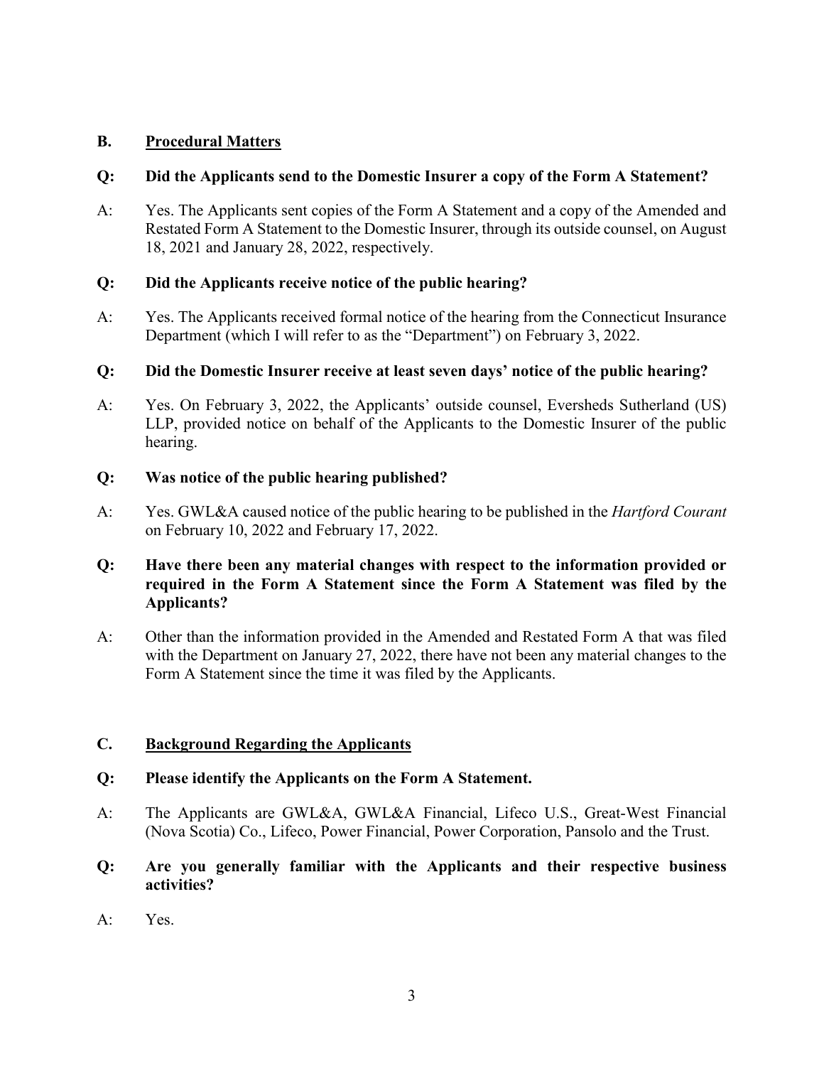## B. Procedural Matters

**Q: Did the Applicants send to the Domestic Insurer a copy of the Form A Statement?**

A: Yes. The Applicants sent copies of the Form A Statement and a copy of the Amended and Restated Form A Statement to the Domestic Insurer, through its outside counsel, on August 18, 2021 and January 28, 2022, respectively.

**Q: Did the Applicants receive notice of the public hearing?**

A: Yes. The Applicants received formal notice of the hearing from the Connecticut Insurance Department (which I will refer to as the "Department") on February 3, 2022.

**Q: Did the Domestic Insurer receive at least seven days' notice of the public hearing?**

A: Yes. On February 3, 2022, the Applicants' outside counsel, Eversheds Sutherland (US) LLP, provided notice on behalf of the Applicants to the Domestic Insurer of the public hearing.

**Q: Was notice of the public hearing published?**

A: Yes. GWL&A caused notice of the public hearing to be published in the *Hartford Courant* on February 10, 2022 and February 17, 2022.

**Q: Have there been any material changes with respect to the information provided or required in the Form A Statement since the Form A Statement was filed by the Applicants?**

A: Other than the information provided in the Amended and Restated Form A that was filed with the Department on January 27, 2022, there have not been any material changes to the Form A Statement since the time it was filed by the Applicants.

## C. Background Regarding the Applicants

**Q: Please identify the Applicants on the Form A Statement.**

A: The Applicants are GWL&A, GWL&A Financial, Lifeco U.S., Great-West Financial (Nova Scotia) Co., Lifeco, Power Financial, Power Corporation, Pansolo and the Trust.

**Q: Are you generally familiar with the Applicants and their respective business activities?**

A: Yes.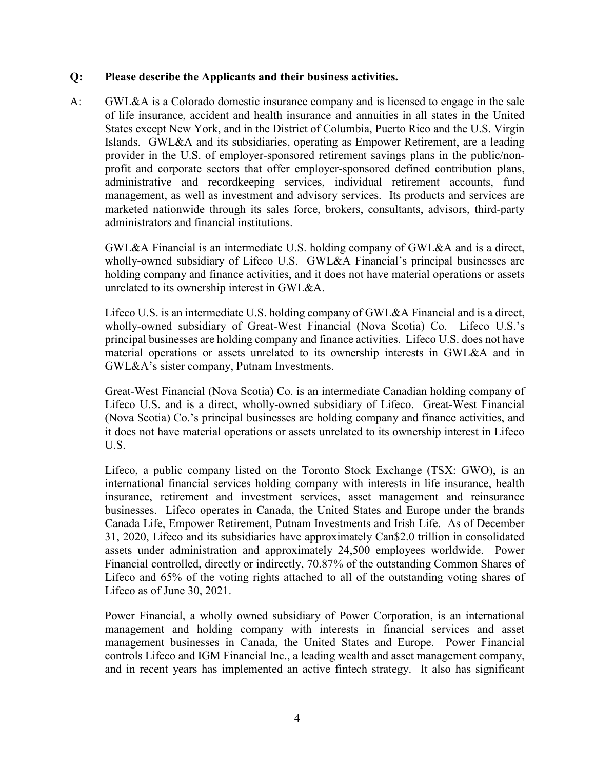**Q: Please describe the Applicants and their business activities.**

A: GWL&A is a Colorado domestic insurance company and is licensed to engage in the sale of life insurance, accident and health insurance and annuities in all states in the United States except New York, and in the District of Columbia, Puerto Rico and the U.S. Virgin Islands. GWL&A and its subsidiaries, operating as Empower Retirement, are a leading provider in the U.S. of employer-sponsored retirement savings plans in the public/non-profit and corporate sectors that offer employer-sponsored defined contribution plans, administrative and recordkeeping services, individual retirement accounts, fund management, as well as investment and advisory services. Its products and services are marketed nationwide through its sales force, brokers, consultants, advisors, third-party administrators and financial institutions.

GWL&A Financial is an intermediate U.S. holding company of GWL&A and is a direct, wholly-owned subsidiary of Lifeco U.S. GWL&A Financial's principal businesses are holding company and finance activities, and it does not have material operations or assets unrelated to its ownership interest in GWL&A.

Lifeco U.S. is an intermediate U.S. holding company of GWL&A Financial and is a direct, wholly-owned subsidiary of Great-West Financial (Nova Scotia) Co. Lifeco U.S.'s principal businesses are holding company and finance activities. Lifeco U.S. does not have material operations or assets unrelated to its ownership interests in GWL&A and in GWL&A's sister company, Putnam Investments.

Great-West Financial (Nova Scotia) Co. is an intermediate Canadian holding company of Lifeco U.S. and is a direct, wholly-owned subsidiary of Lifeco. Great-West Financial (Nova Scotia) Co.'s principal businesses are holding company and finance activities, and it does not have material operations or assets unrelated to its ownership interest in Lifeco U.S.

Lifeco, a public company listed on the Toronto Stock Exchange (TSX: GWO), is an international financial services holding company with interests in life insurance, health insurance, retirement and investment services, asset management and reinsurance businesses. Lifeco operates in Canada, the United States and Europe under the brands Canada Life, Empower Retirement, Putnam Investments and Irish Life. As of December 31, 2020, Lifeco and its subsidiaries have approximately Can$2.0 trillion in consolidated assets under administration and approximately 24,500 employees worldwide. Power Financial controlled, directly or indirectly, 70.87% of the outstanding Common Shares of Lifeco and 65% of the voting rights attached to all of the outstanding voting shares of Lifeco as of June 30, 2021.

Power Financial, a wholly owned subsidiary of Power Corporation, is an international management and holding company with interests in financial services and asset management businesses in Canada, the United States and Europe. Power Financial controls Lifeco and IGM Financial Inc., a leading wealth and asset management company, and in recent years has implemented an active fintech strategy. It also has significant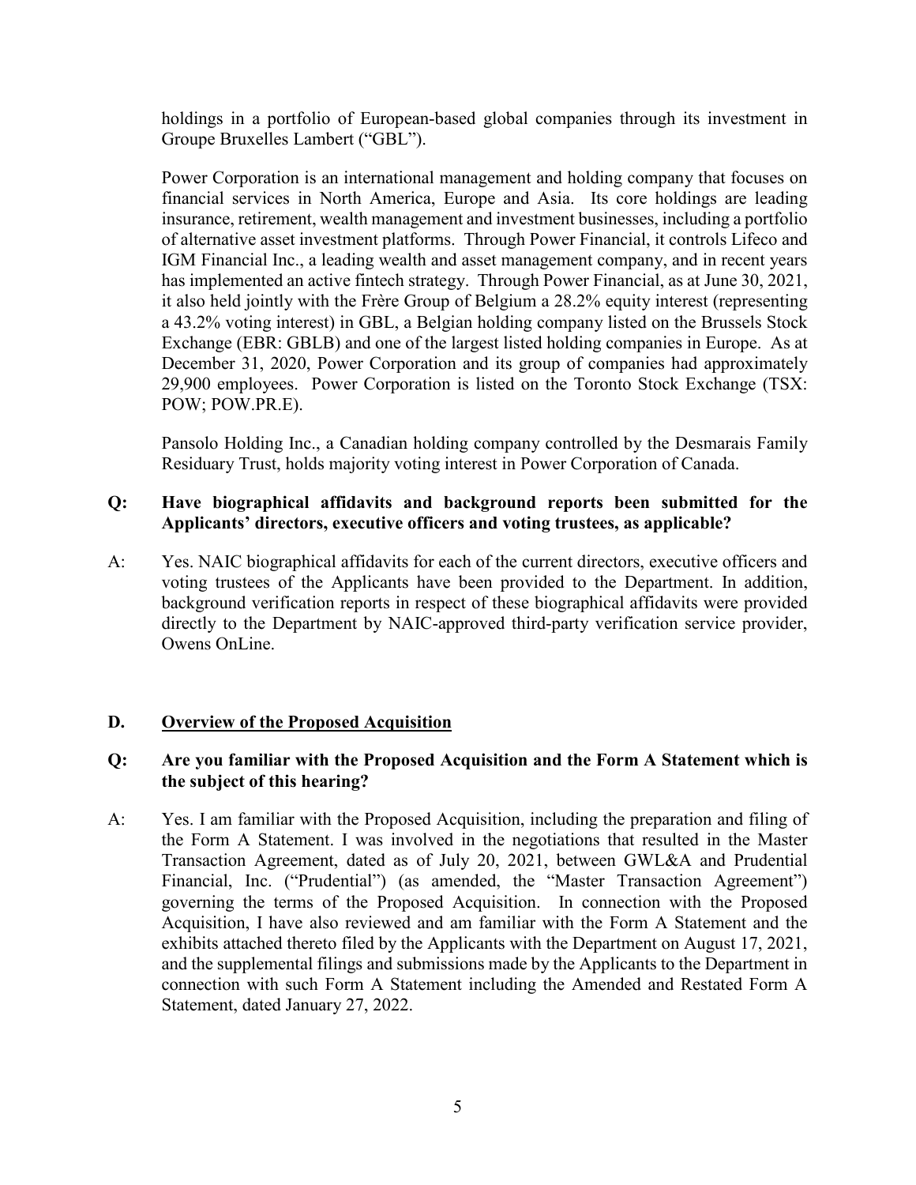holdings in a portfolio of European-based global companies through its investment in Groupe Bruxelles Lambert ("GBL").

Power Corporation is an international management and holding company that focuses on financial services in North America, Europe and Asia. Its core holdings are leading insurance, retirement, wealth management and investment businesses, including a portfolio of alternative asset investment platforms. Through Power Financial, it controls Lifeco and IGM Financial Inc., a leading wealth and asset management company, and in recent years has implemented an active fintech strategy. Through Power Financial, as at June 30, 2021, it also held jointly with the Frère Group of Belgium a 28.2% equity interest (representing a 43.2% voting interest) in GBL, a Belgian holding company listed on the Brussels Stock Exchange (EBR: GBLB) and one of the largest listed holding companies in Europe. As at December 31, 2020, Power Corporation and its group of companies had approximately 29,900 employees. Power Corporation is listed on the Toronto Stock Exchange (TSX: POW; POW.PR.E).

Pansolo Holding Inc., a Canadian holding company controlled by the Desmarais Family Residuary Trust, holds majority voting interest in Power Corporation of Canada.

**Q: Have biographical affidavits and background reports been submitted for the Applicants' directors, executive officers and voting trustees, as applicable?**

A: Yes. NAIC biographical affidavits for each of the current directors, executive officers and voting trustees of the Applicants have been provided to the Department. In addition, background verification reports in respect of these biographical affidavits were provided directly to the Department by NAIC-approved third-party verification service provider, Owens OnLine.

## D. Overview of the Proposed Acquisition

**Q: Are you familiar with the Proposed Acquisition and the Form A Statement which is the subject of this hearing?**

A: Yes. I am familiar with the Proposed Acquisition, including the preparation and filing of the Form A Statement. I was involved in the negotiations that resulted in the Master Transaction Agreement, dated as of July 20, 2021, between GWL&A and Prudential Financial, Inc. ("Prudential") (as amended, the "Master Transaction Agreement") governing the terms of the Proposed Acquisition. In connection with the Proposed Acquisition, I have also reviewed and am familiar with the Form A Statement and the exhibits attached thereto filed by the Applicants with the Department on August 17, 2021, and the supplemental filings and submissions made by the Applicants to the Department in connection with such Form A Statement including the Amended and Restated Form A Statement, dated January 27, 2022.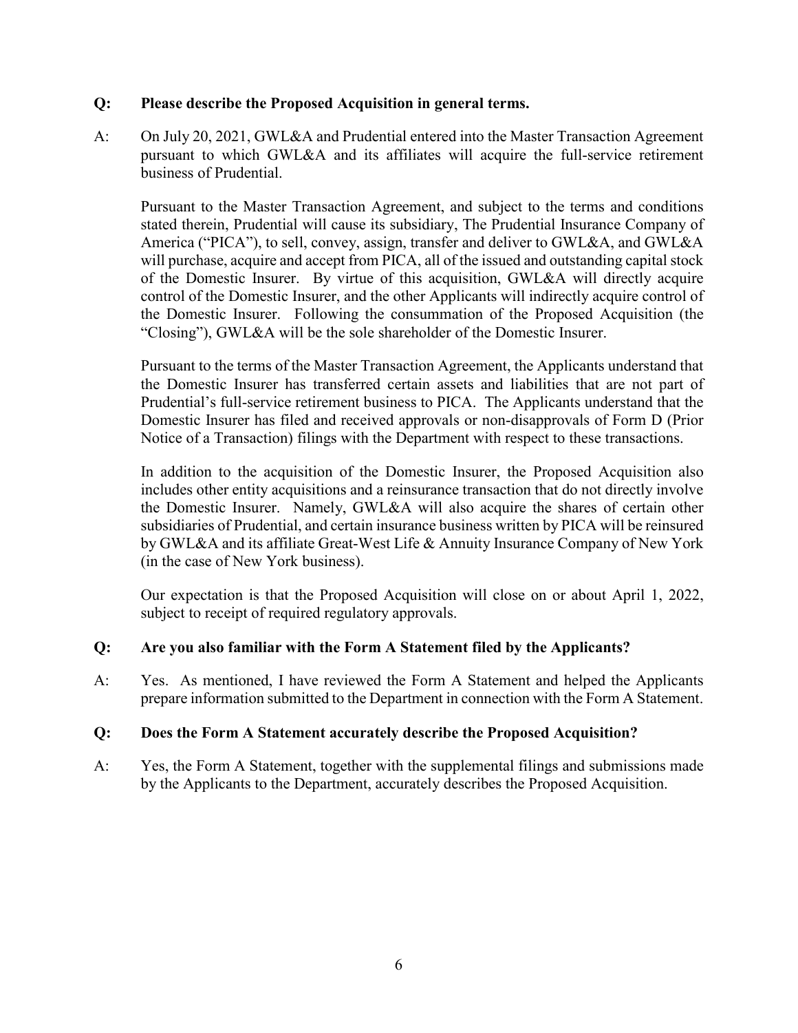**Q: Please describe the Proposed Acquisition in general terms.**

A: On July 20, 2021, GWL&A and Prudential entered into the Master Transaction Agreement pursuant to which GWL&A and its affiliates will acquire the full-service retirement business of Prudential.

Pursuant to the Master Transaction Agreement, and subject to the terms and conditions stated therein, Prudential will cause its subsidiary, The Prudential Insurance Company of America ("PICA"), to sell, convey, assign, transfer and deliver to GWL&A, and GWL&A will purchase, acquire and accept from PICA, all of the issued and outstanding capital stock of the Domestic Insurer. By virtue of this acquisition, GWL&A will directly acquire control of the Domestic Insurer, and the other Applicants will indirectly acquire control of the Domestic Insurer. Following the consummation of the Proposed Acquisition (the "Closing"), GWL&A will be the sole shareholder of the Domestic Insurer.

Pursuant to the terms of the Master Transaction Agreement, the Applicants understand that the Domestic Insurer has transferred certain assets and liabilities that are not part of Prudential's full-service retirement business to PICA. The Applicants understand that the Domestic Insurer has filed and received approvals or non-disapprovals of Form D (Prior Notice of a Transaction) filings with the Department with respect to these transactions.

In addition to the acquisition of the Domestic Insurer, the Proposed Acquisition also includes other entity acquisitions and a reinsurance transaction that do not directly involve the Domestic Insurer. Namely, GWL&A will also acquire the shares of certain other subsidiaries of Prudential, and certain insurance business written by PICA will be reinsured by GWL&A and its affiliate Great-West Life & Annuity Insurance Company of New York (in the case of New York business).

Our expectation is that the Proposed Acquisition will close on or about April 1, 2022, subject to receipt of required regulatory approvals.

**Q: Are you also familiar with the Form A Statement filed by the Applicants?**

A: Yes. As mentioned, I have reviewed the Form A Statement and helped the Applicants prepare information submitted to the Department in connection with the Form A Statement.

**Q: Does the Form A Statement accurately describe the Proposed Acquisition?**

A: Yes, the Form A Statement, together with the supplemental filings and submissions made by the Applicants to the Department, accurately describes the Proposed Acquisition.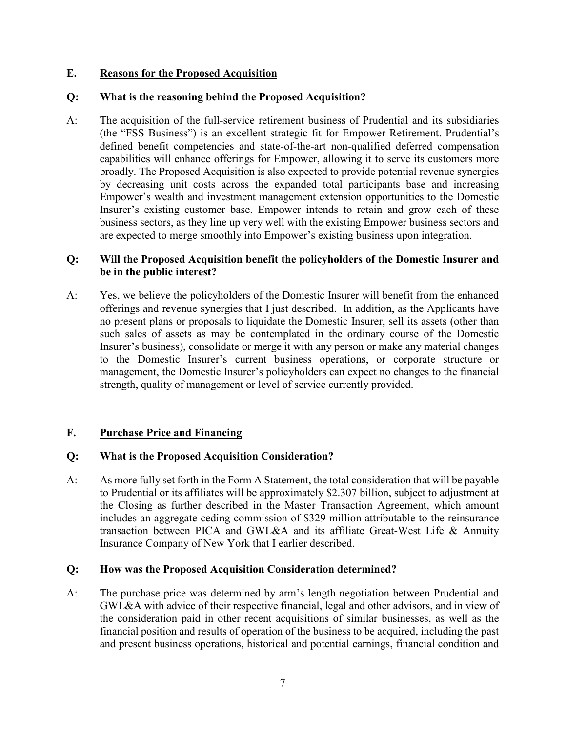## E. Reasons for the Proposed Acquisition

**Q: What is the reasoning behind the Proposed Acquisition?**

A: The acquisition of the full-service retirement business of Prudential and its subsidiaries (the "FSS Business") is an excellent strategic fit for Empower Retirement. Prudential's defined benefit competencies and state-of-the-art non-qualified deferred compensation capabilities will enhance offerings for Empower, allowing it to serve its customers more broadly. The Proposed Acquisition is also expected to provide potential revenue synergies by decreasing unit costs across the expanded total participants base and increasing Empower's wealth and investment management extension opportunities to the Domestic Insurer's existing customer base. Empower intends to retain and grow each of these business sectors, as they line up very well with the existing Empower business sectors and are expected to merge smoothly into Empower's existing business upon integration.

**Q: Will the Proposed Acquisition benefit the policyholders of the Domestic Insurer and be in the public interest?**

A: Yes, we believe the policyholders of the Domestic Insurer will benefit from the enhanced offerings and revenue synergies that I just described. In addition, as the Applicants have no present plans or proposals to liquidate the Domestic Insurer, sell its assets (other than such sales of assets as may be contemplated in the ordinary course of the Domestic Insurer's business), consolidate or merge it with any person or make any material changes to the Domestic Insurer's current business operations, or corporate structure or management, the Domestic Insurer's policyholders can expect no changes to the financial strength, quality of management or level of service currently provided.

## F. Purchase Price and Financing

**Q: What is the Proposed Acquisition Consideration?**

A: As more fully set forth in the Form A Statement, the total consideration that will be payable to Prudential or its affiliates will be approximately $2.307 billion, subject to adjustment at the Closing as further described in the Master Transaction Agreement, which amount includes an aggregate ceding commission of $329 million attributable to the reinsurance transaction between PICA and GWL&A and its affiliate Great-West Life & Annuity Insurance Company of New York that I earlier described.

**Q: How was the Proposed Acquisition Consideration determined?**

A: The purchase price was determined by arm's length negotiation between Prudential and GWL&A with advice of their respective financial, legal and other advisors, and in view of the consideration paid in other recent acquisitions of similar businesses, as well as the financial position and results of operation of the business to be acquired, including the past and present business operations, historical and potential earnings, financial condition and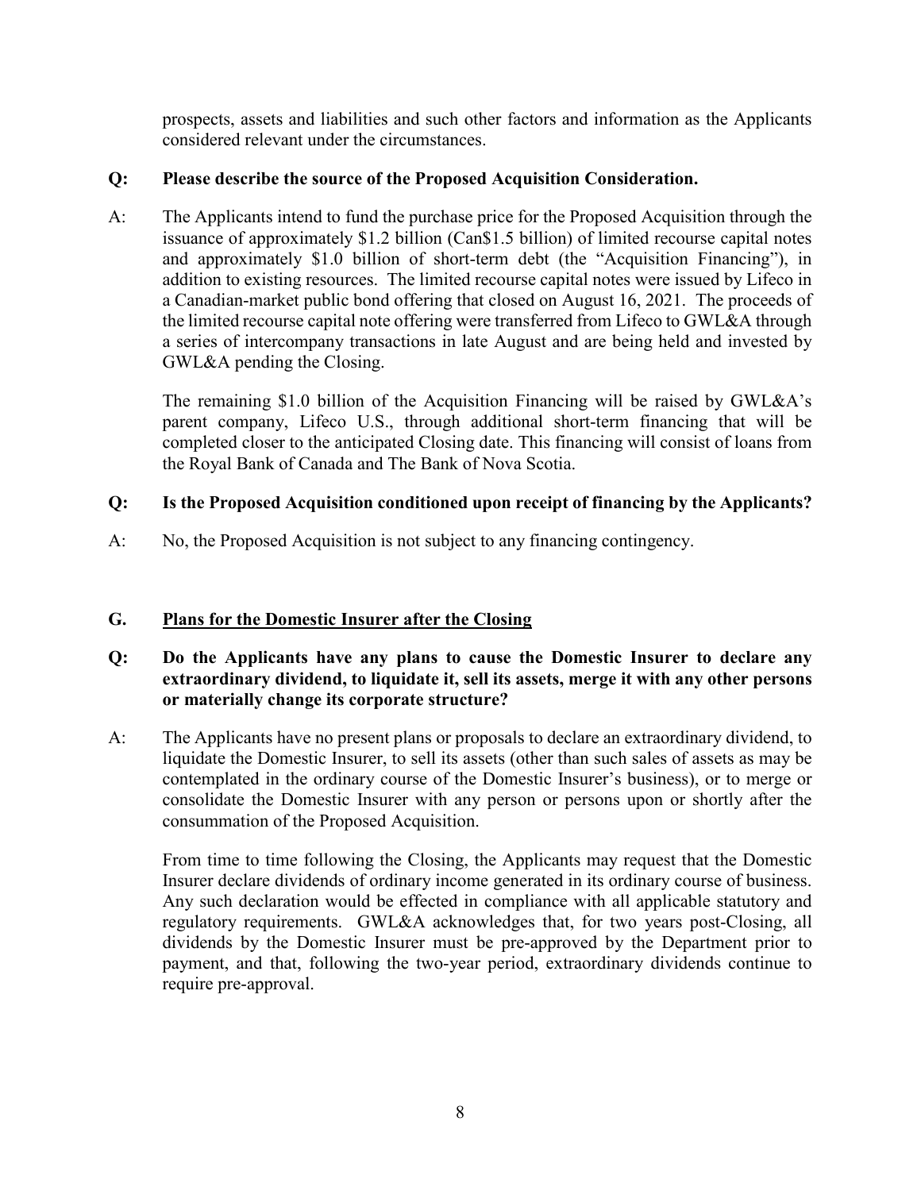prospects, assets and liabilities and such other factors and information as the Applicants considered relevant under the circumstances.

**Q: Please describe the source of the Proposed Acquisition Consideration.**

A: The Applicants intend to fund the purchase price for the Proposed Acquisition through the issuance of approximately $1.2 billion (Can$1.5 billion) of limited recourse capital notes and approximately $1.0 billion of short-term debt (the "Acquisition Financing"), in addition to existing resources. The limited recourse capital notes were issued by Lifeco in a Canadian-market public bond offering that closed on August 16, 2021. The proceeds of the limited recourse capital note offering were transferred from Lifeco to GWL&A through a series of intercompany transactions in late August and are being held and invested by GWL&A pending the Closing.

The remaining $1.0 billion of the Acquisition Financing will be raised by GWL&A's parent company, Lifeco U.S., through additional short-term financing that will be completed closer to the anticipated Closing date. This financing will consist of loans from the Royal Bank of Canada and The Bank of Nova Scotia.

**Q: Is the Proposed Acquisition conditioned upon receipt of financing by the Applicants?**

A: No, the Proposed Acquisition is not subject to any financing contingency.

## G. Plans for the Domestic Insurer after the Closing

**Q: Do the Applicants have any plans to cause the Domestic Insurer to declare any extraordinary dividend, to liquidate it, sell its assets, merge it with any other persons or materially change its corporate structure?**

A: The Applicants have no present plans or proposals to declare an extraordinary dividend, to liquidate the Domestic Insurer, to sell its assets (other than such sales of assets as may be contemplated in the ordinary course of the Domestic Insurer's business), or to merge or consolidate the Domestic Insurer with any person or persons upon or shortly after the consummation of the Proposed Acquisition.

From time to time following the Closing, the Applicants may request that the Domestic Insurer declare dividends of ordinary income generated in its ordinary course of business. Any such declaration would be effected in compliance with all applicable statutory and regulatory requirements. GWL&A acknowledges that, for two years post-Closing, all dividends by the Domestic Insurer must be pre-approved by the Department prior to payment, and that, following the two-year period, extraordinary dividends continue to require pre-approval.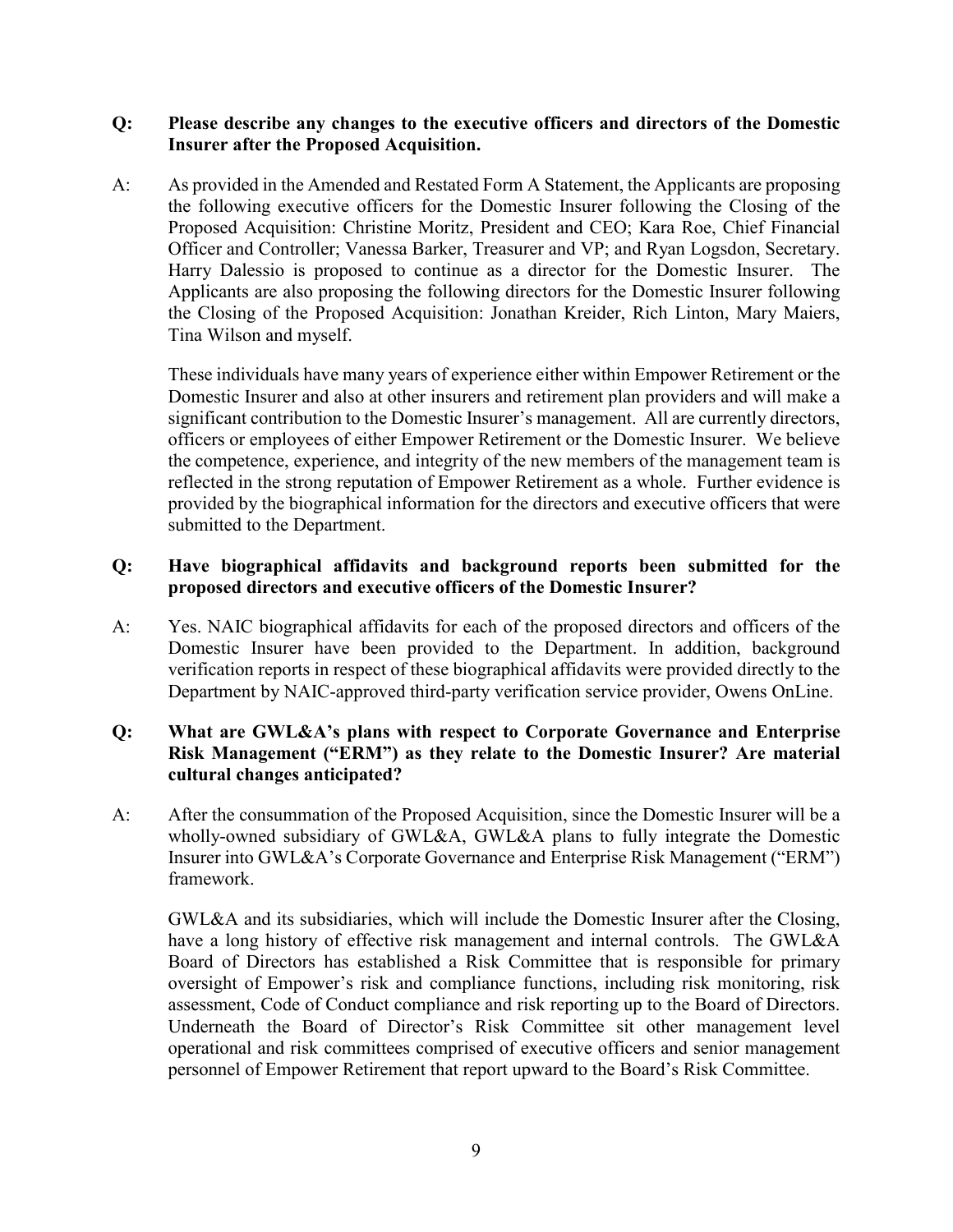**Q: Please describe any changes to the executive officers and directors of the Domestic Insurer after the Proposed Acquisition.**

A: As provided in the Amended and Restated Form A Statement, the Applicants are proposing the following executive officers for the Domestic Insurer following the Closing of the Proposed Acquisition: Christine Moritz, President and CEO; Kara Roe, Chief Financial Officer and Controller; Vanessa Barker, Treasurer and VP; and Ryan Logsdon, Secretary. Harry Dalessio is proposed to continue as a director for the Domestic Insurer. The Applicants are also proposing the following directors for the Domestic Insurer following the Closing of the Proposed Acquisition: Jonathan Kreider, Rich Linton, Mary Maiers, Tina Wilson and myself.

These individuals have many years of experience either within Empower Retirement or the Domestic Insurer and also at other insurers and retirement plan providers and will make a significant contribution to the Domestic Insurer's management. All are currently directors, officers or employees of either Empower Retirement or the Domestic Insurer. We believe the competence, experience, and integrity of the new members of the management team is reflected in the strong reputation of Empower Retirement as a whole. Further evidence is provided by the biographical information for the directors and executive officers that were submitted to the Department.

**Q: Have biographical affidavits and background reports been submitted for the proposed directors and executive officers of the Domestic Insurer?**

A: Yes. NAIC biographical affidavits for each of the proposed directors and officers of the Domestic Insurer have been provided to the Department. In addition, background verification reports in respect of these biographical affidavits were provided directly to the Department by NAIC-approved third-party verification service provider, Owens OnLine.

**Q: What are GWL&A's plans with respect to Corporate Governance and Enterprise Risk Management ("ERM") as they relate to the Domestic Insurer? Are material cultural changes anticipated?**

A: After the consummation of the Proposed Acquisition, since the Domestic Insurer will be a wholly-owned subsidiary of GWL&A, GWL&A plans to fully integrate the Domestic Insurer into GWL&A's Corporate Governance and Enterprise Risk Management ("ERM") framework.

GWL&A and its subsidiaries, which will include the Domestic Insurer after the Closing, have a long history of effective risk management and internal controls. The GWL&A Board of Directors has established a Risk Committee that is responsible for primary oversight of Empower's risk and compliance functions, including risk monitoring, risk assessment, Code of Conduct compliance and risk reporting up to the Board of Directors. Underneath the Board of Director's Risk Committee sit other management level operational and risk committees comprised of executive officers and senior management personnel of Empower Retirement that report upward to the Board's Risk Committee.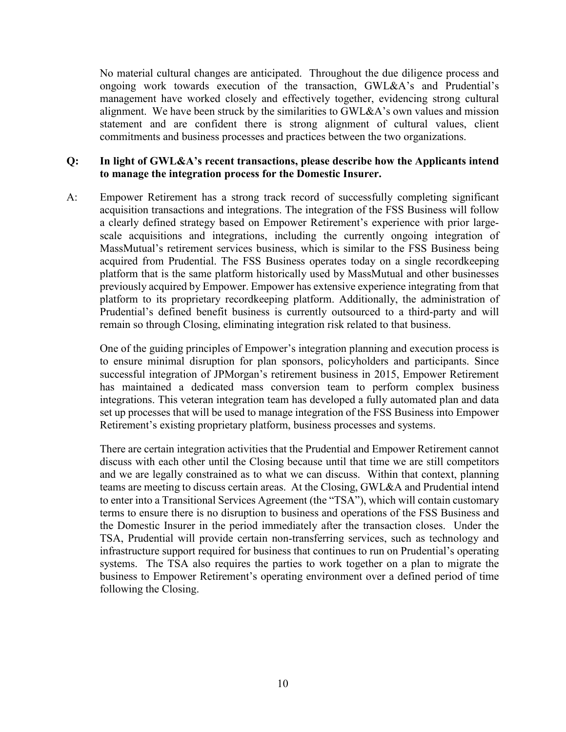No material cultural changes are anticipated. Throughout the due diligence process and ongoing work towards execution of the transaction, GWL&A's and Prudential's management have worked closely and effectively together, evidencing strong cultural alignment. We have been struck by the similarities to GWL&A's own values and mission statement and are confident there is strong alignment of cultural values, client commitments and business processes and practices between the two organizations.

**Q: In light of GWL&A's recent transactions, please describe how the Applicants intend to manage the integration process for the Domestic Insurer.**

A: Empower Retirement has a strong track record of successfully completing significant acquisition transactions and integrations. The integration of the FSS Business will follow a clearly defined strategy based on Empower Retirement's experience with prior large-scale acquisitions and integrations, including the currently ongoing integration of MassMutual's retirement services business, which is similar to the FSS Business being acquired from Prudential. The FSS Business operates today on a single recordkeeping platform that is the same platform historically used by MassMutual and other businesses previously acquired by Empower. Empower has extensive experience integrating from that platform to its proprietary recordkeeping platform. Additionally, the administration of Prudential's defined benefit business is currently outsourced to a third-party and will remain so through Closing, eliminating integration risk related to that business.

One of the guiding principles of Empower's integration planning and execution process is to ensure minimal disruption for plan sponsors, policyholders and participants. Since successful integration of JPMorgan's retirement business in 2015, Empower Retirement has maintained a dedicated mass conversion team to perform complex business integrations. This veteran integration team has developed a fully automated plan and data set up processes that will be used to manage integration of the FSS Business into Empower Retirement's existing proprietary platform, business processes and systems.

There are certain integration activities that the Prudential and Empower Retirement cannot discuss with each other until the Closing because until that time we are still competitors and we are legally constrained as to what we can discuss. Within that context, planning teams are meeting to discuss certain areas. At the Closing, GWL&A and Prudential intend to enter into a Transitional Services Agreement (the "TSA"), which will contain customary terms to ensure there is no disruption to business and operations of the FSS Business and the Domestic Insurer in the period immediately after the transaction closes. Under the TSA, Prudential will provide certain non-transferring services, such as technology and infrastructure support required for business that continues to run on Prudential's operating systems. The TSA also requires the parties to work together on a plan to migrate the business to Empower Retirement's operating environment over a defined period of time following the Closing.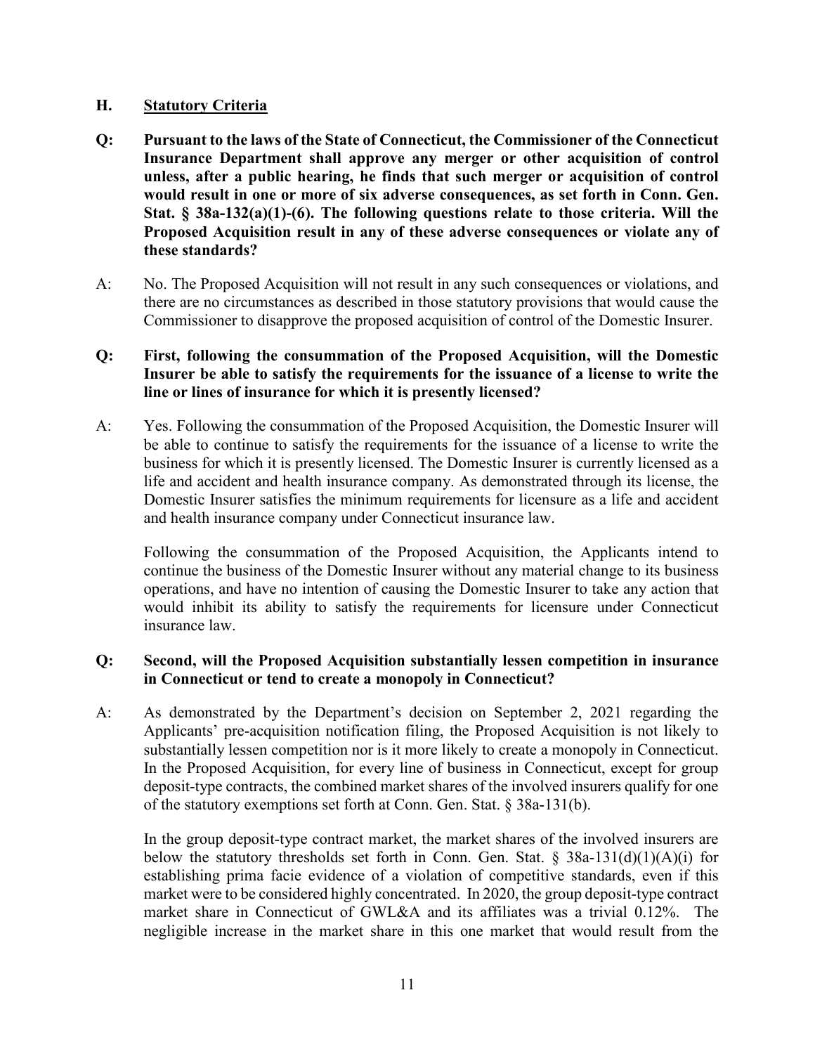## H. Statutory Criteria

**Q: Pursuant to the laws of the State of Connecticut, the Commissioner of the Connecticut Insurance Department shall approve any merger or other acquisition of control unless, after a public hearing, he finds that such merger or acquisition of control would result in one or more of six adverse consequences, as set forth in Conn. Gen. Stat. § 38a-132(a)(1)-(6). The following questions relate to those criteria. Will the Proposed Acquisition result in any of these adverse consequences or violate any of these standards?**

A: No. The Proposed Acquisition will not result in any such consequences or violations, and there are no circumstances as described in those statutory provisions that would cause the Commissioner to disapprove the proposed acquisition of control of the Domestic Insurer.

**Q: First, following the consummation of the Proposed Acquisition, will the Domestic Insurer be able to satisfy the requirements for the issuance of a license to write the line or lines of insurance for which it is presently licensed?**

A: Yes. Following the consummation of the Proposed Acquisition, the Domestic Insurer will be able to continue to satisfy the requirements for the issuance of a license to write the business for which it is presently licensed. The Domestic Insurer is currently licensed as a life and accident and health insurance company. As demonstrated through its license, the Domestic Insurer satisfies the minimum requirements for licensure as a life and accident and health insurance company under Connecticut insurance law.

Following the consummation of the Proposed Acquisition, the Applicants intend to continue the business of the Domestic Insurer without any material change to its business operations, and have no intention of causing the Domestic Insurer to take any action that would inhibit its ability to satisfy the requirements for licensure under Connecticut insurance law.

**Q: Second, will the Proposed Acquisition substantially lessen competition in insurance in Connecticut or tend to create a monopoly in Connecticut?**

A: As demonstrated by the Department's decision on September 2, 2021 regarding the Applicants' pre-acquisition notification filing, the Proposed Acquisition is not likely to substantially lessen competition nor is it more likely to create a monopoly in Connecticut. In the Proposed Acquisition, for every line of business in Connecticut, except for group deposit-type contracts, the combined market shares of the involved insurers qualify for one of the statutory exemptions set forth at Conn. Gen. Stat. § 38a-131(b).

In the group deposit-type contract market, the market shares of the involved insurers are below the statutory thresholds set forth in Conn. Gen. Stat. § 38a-131(d)(1)(A)(i) for establishing prima facie evidence of a violation of competitive standards, even if this market were to be considered highly concentrated. In 2020, the group deposit-type contract market share in Connecticut of GWL&A and its affiliates was a trivial 0.12%. The negligible increase in the market share in this one market that would result from the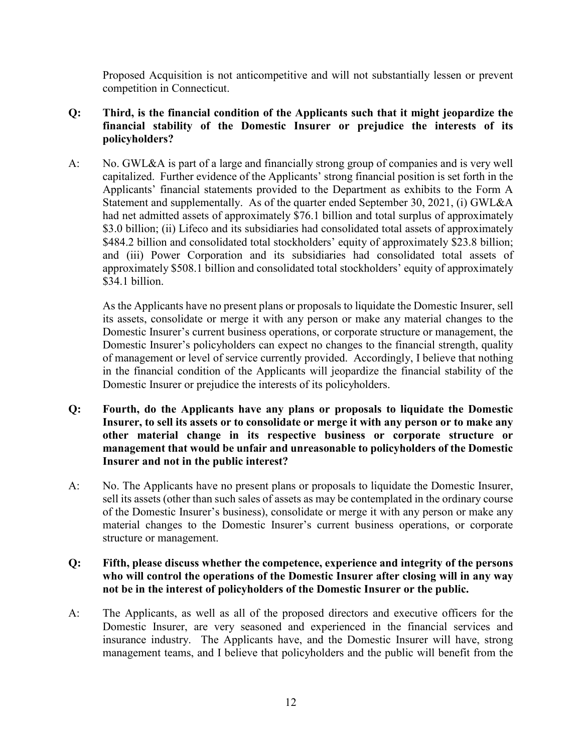Proposed Acquisition is not anticompetitive and will not substantially lessen or prevent competition in Connecticut.

**Q: Third, is the financial condition of the Applicants such that it might jeopardize the financial stability of the Domestic Insurer or prejudice the interests of its policyholders?**

A: No. GWL&A is part of a large and financially strong group of companies and is very well capitalized. Further evidence of the Applicants' strong financial position is set forth in the Applicants' financial statements provided to the Department as exhibits to the Form A Statement and supplementally. As of the quarter ended September 30, 2021, (i) GWL&A had net admitted assets of approximately $76.1 billion and total surplus of approximately $3.0 billion; (ii) Lifeco and its subsidiaries had consolidated total assets of approximately $484.2 billion and consolidated total stockholders' equity of approximately $23.8 billion; and (iii) Power Corporation and its subsidiaries had consolidated total assets of approximately $508.1 billion and consolidated total stockholders' equity of approximately $34.1 billion.

As the Applicants have no present plans or proposals to liquidate the Domestic Insurer, sell its assets, consolidate or merge it with any person or make any material changes to the Domestic Insurer's current business operations, or corporate structure or management, the Domestic Insurer's policyholders can expect no changes to the financial strength, quality of management or level of service currently provided. Accordingly, I believe that nothing in the financial condition of the Applicants will jeopardize the financial stability of the Domestic Insurer or prejudice the interests of its policyholders.

**Q: Fourth, do the Applicants have any plans or proposals to liquidate the Domestic Insurer, to sell its assets or to consolidate or merge it with any person or to make any other material change in its respective business or corporate structure or management that would be unfair and unreasonable to policyholders of the Domestic Insurer and not in the public interest?**

A: No. The Applicants have no present plans or proposals to liquidate the Domestic Insurer, sell its assets (other than such sales of assets as may be contemplated in the ordinary course of the Domestic Insurer's business), consolidate or merge it with any person or make any material changes to the Domestic Insurer's current business operations, or corporate structure or management.

**Q: Fifth, please discuss whether the competence, experience and integrity of the persons who will control the operations of the Domestic Insurer after closing will in any way not be in the interest of policyholders of the Domestic Insurer or the public.**

A: The Applicants, as well as all of the proposed directors and executive officers for the Domestic Insurer, are very seasoned and experienced in the financial services and insurance industry. The Applicants have, and the Domestic Insurer will have, strong management teams, and I believe that policyholders and the public will benefit from the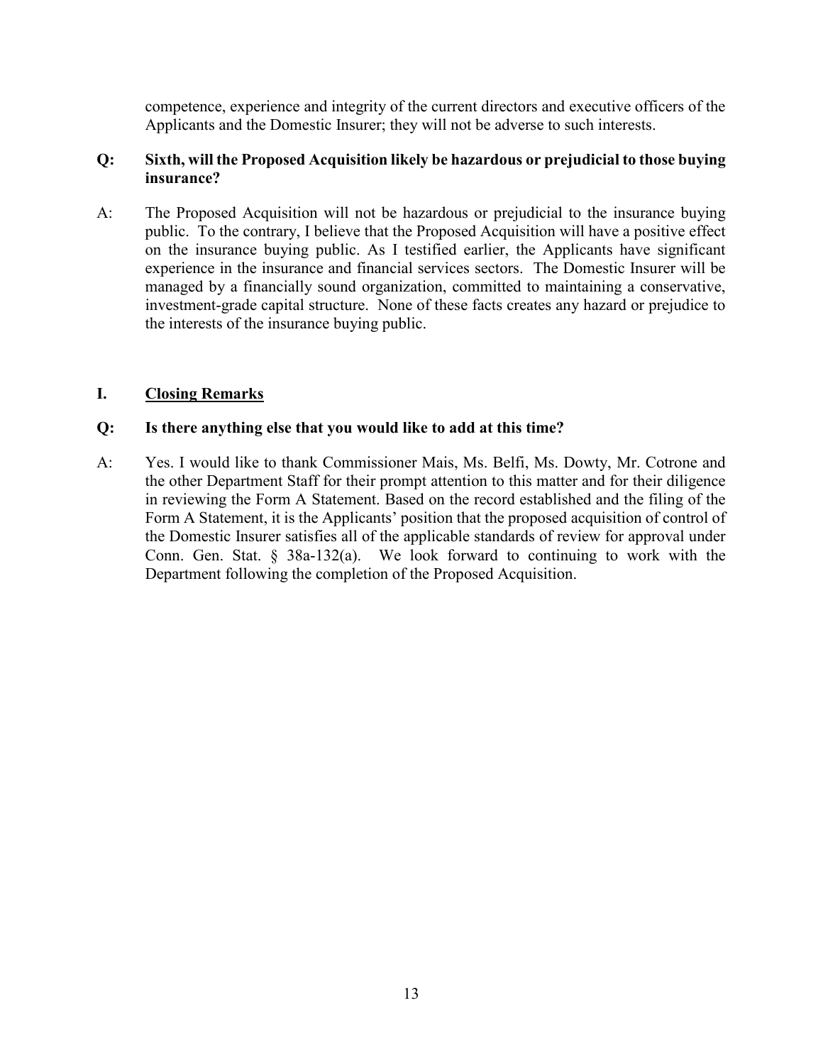competence, experience and integrity of the current directors and executive officers of the Applicants and the Domestic Insurer; they will not be adverse to such interests.

**Q: Sixth, will the Proposed Acquisition likely be hazardous or prejudicial to those buying insurance?**

A: The Proposed Acquisition will not be hazardous or prejudicial to the insurance buying public. To the contrary, I believe that the Proposed Acquisition will have a positive effect on the insurance buying public. As I testified earlier, the Applicants have significant experience in the insurance and financial services sectors. The Domestic Insurer will be managed by a financially sound organization, committed to maintaining a conservative, investment-grade capital structure. None of these facts creates any hazard or prejudice to the interests of the insurance buying public.

## I. <u>Closing Remarks</u>

**Q: Is there anything else that you would like to add at this time?**

A: Yes. I would like to thank Commissioner Mais, Ms. Belfi, Ms. Dowty, Mr. Cotrone and the other Department Staff for their prompt attention to this matter and for their diligence in reviewing the Form A Statement. Based on the record established and the filing of the Form A Statement, it is the Applicants' position that the proposed acquisition of control of the Domestic Insurer satisfies all of the applicable standards of review for approval under Conn. Gen. Stat. § 38a-132(a). We look forward to continuing to work with the Department following the completion of the Proposed Acquisition.